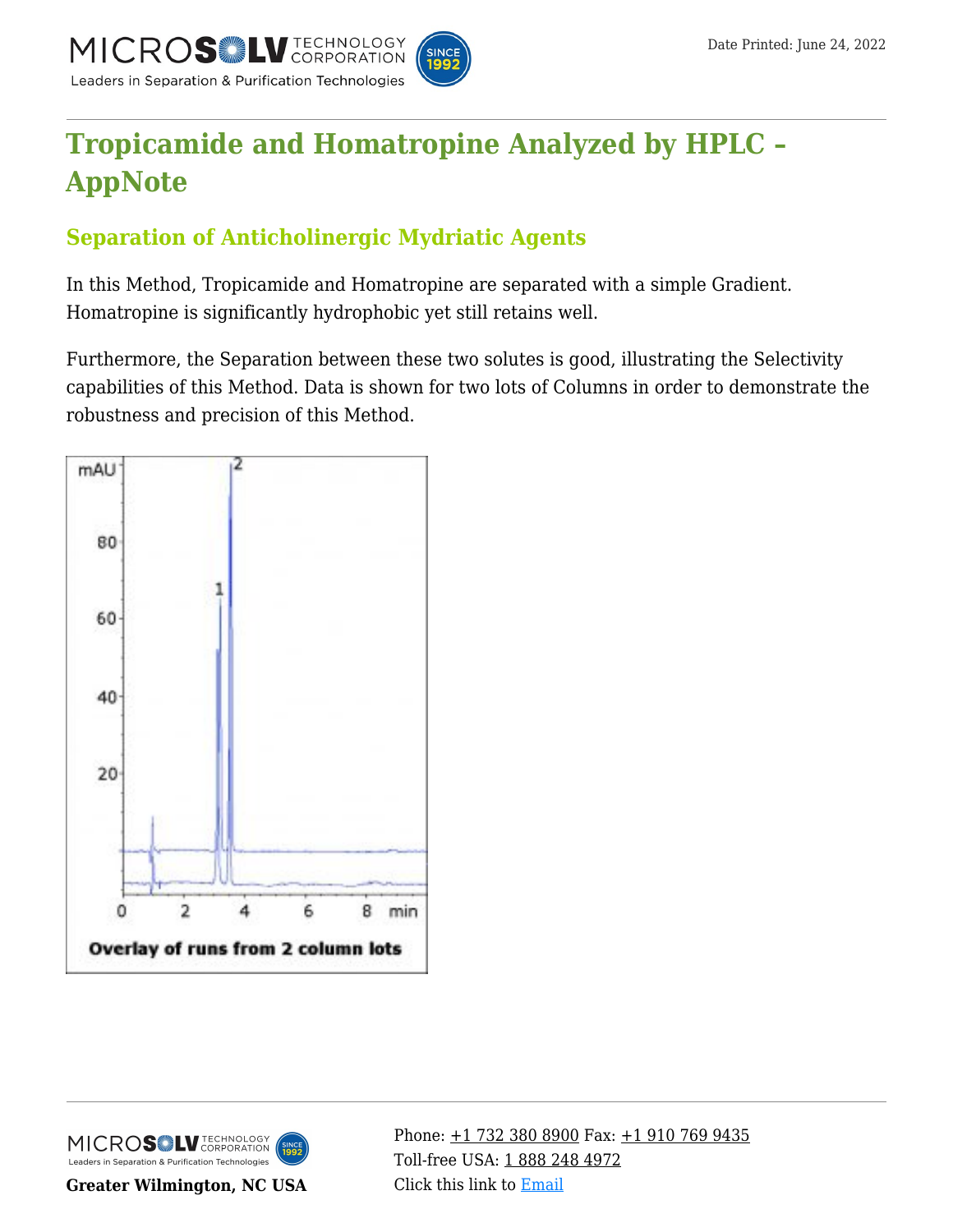# Tropicamide and Homatropine Analyzed by HPLC – AppNote

## Separation of Anticholinergic Mydriatic Agents

In this Method, Tropicamide and Homatropine are separated with a simple Gradient. Homatropine is significantly hydrophobic yet still retains well.

Furthermore, the Separation between these two solutes is good, illustrating the Selectivity capabilities of this Method. Data is shown for two lots of Columns in order to demonstrate the robustness and precision of this Method.

Overlay of runs from 2 column lots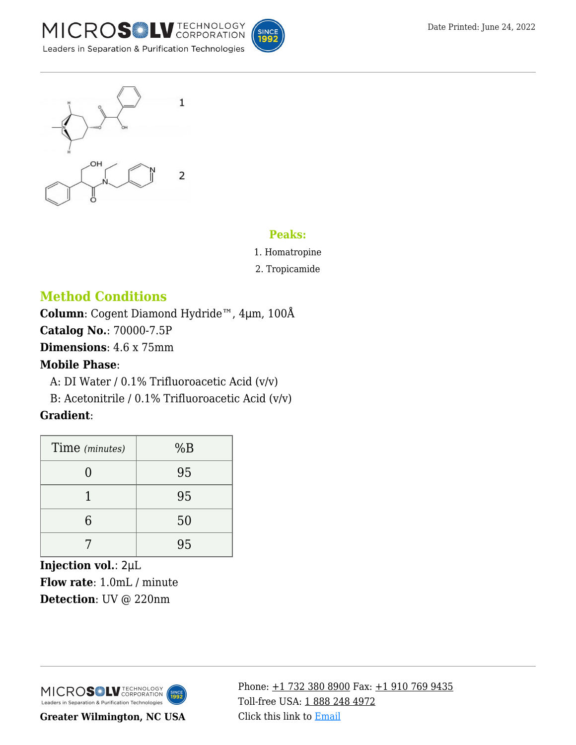1

2

### Peaks:

1. Homatropine
2. Tropicamide

## Method Conditions

**Column**: Cogent Diamond Hydride™, 4µm, 100Å

**Catalog No.**: 70000-7.5P

**Dimensions**: 4.6 x 75mm

**Mobile Phase**:

A: DI Water / 0.1% Trifluoroacetic Acid (v/v)

B: Acetonitrile / 0.1% Trifluoroacetic Acid (v/v)

**Gradient**:

| Time *(minutes)* | %B |
|---|---|
| 0 | 95 |
| 1 | 95 |
| 6 | 50 |
| 7 | 95 |

**Injection vol.**: 2µL

**Flow rate**: 1.0mL / minute

**Detection**: UV @ 220nm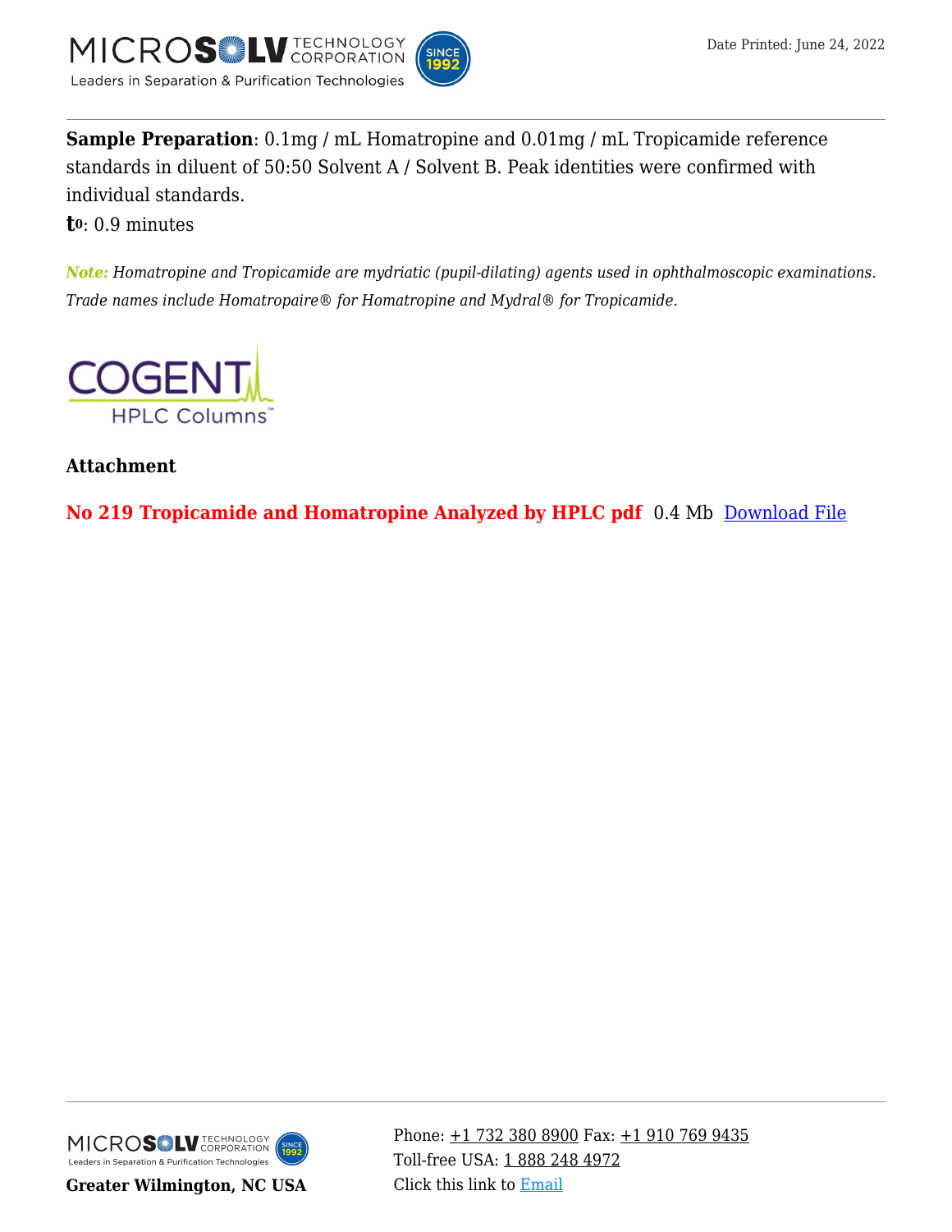**Sample Preparation**: 0.1mg / mL Homatropine and 0.01mg / mL Tropicamide reference standards in diluent of 50:50 Solvent A / Solvent B. Peak identities were confirmed with individual standards.

**$t_0$**: 0.9 minutes

***Note:*** *Homatropine and Tropicamide are mydriatic (pupil-dilating) agents used in ophthalmoscopic examinations. Trade names include Homatropaire® for Homatropine and Mydral® for Tropicamide.*

### Attachment

**No 219 Tropicamide and Homatropine Analyzed by HPLC pdf** 0.4 Mb [Download File]

**Greater Wilmington, NC USA**

Phone: +1 732 380 8900 Fax: +1 910 769 9435
Toll-free USA: 1 888 248 4972
Click this link to Email